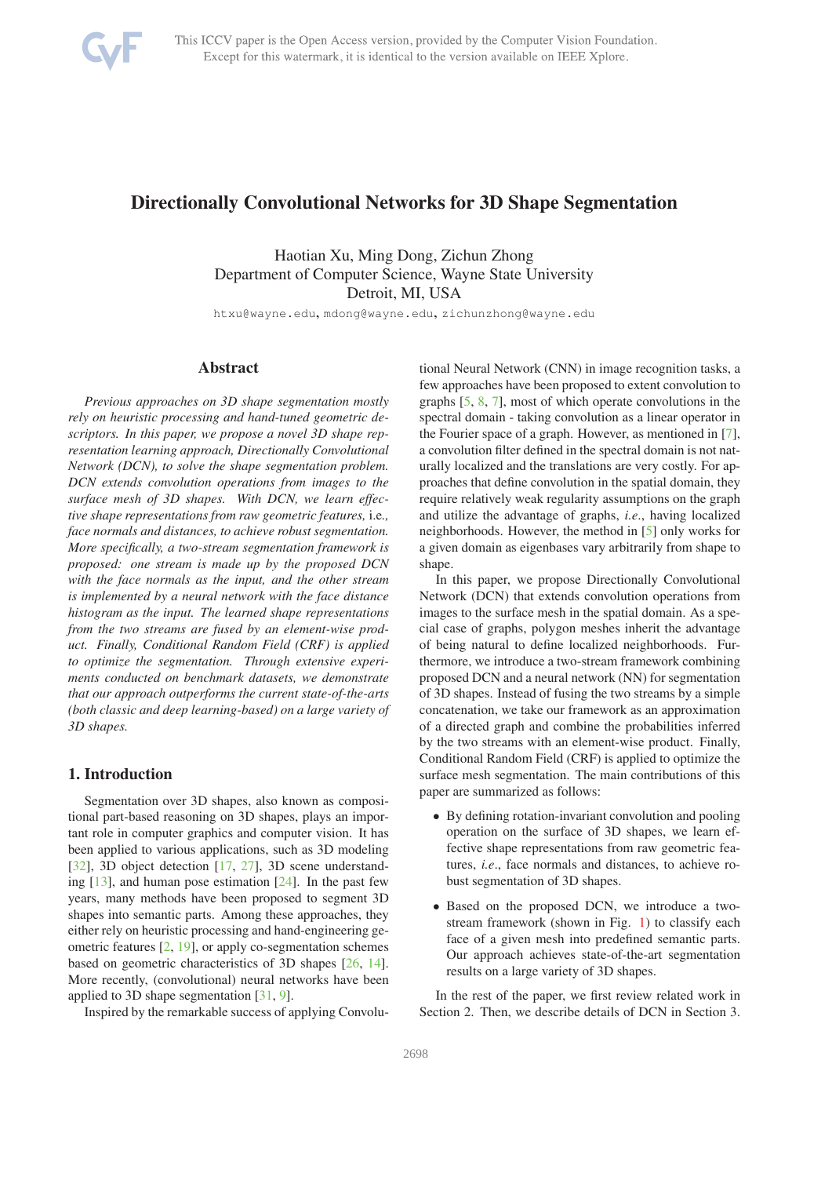# Directionally Convolutional Networks for 3D Shape Segmentation

Haotian Xu, Ming Dong, Zichun Zhong
Department of Computer Science, Wayne State University
Detroit, MI, USA

htxu@wayne.edu, mdong@wayne.edu, zichunzhong@wayne.edu

## Abstract

*Previous approaches on 3D shape segmentation mostly rely on heuristic processing and hand-tuned geometric descriptors. In this paper, we propose a novel 3D shape representation learning approach, Directionally Convolutional Network (DCN), to solve the shape segmentation problem. DCN extends convolution operations from images to the surface mesh of 3D shapes. With DCN, we learn effective shape representations from raw geometric features,* i.e.*, face normals and distances, to achieve robust segmentation. More specifically, a two-stream segmentation framework is proposed: one stream is made up by the proposed DCN with the face normals as the input, and the other stream is implemented by a neural network with the face distance histogram as the input. The learned shape representations from the two streams are fused by an element-wise product. Finally, Conditional Random Field (CRF) is applied to optimize the segmentation. Through extensive experiments conducted on benchmark datasets, we demonstrate that our approach outperforms the current state-of-the-arts (both classic and deep learning-based) on a large variety of 3D shapes.*

## 1. Introduction

Segmentation over 3D shapes, also known as compositional part-based reasoning on 3D shapes, plays an important role in computer graphics and computer vision. It has been applied to various applications, such as 3D modeling [32], 3D object detection [17, 27], 3D scene understanding [13], and human pose estimation [24]. In the past few years, many methods have been proposed to segment 3D shapes into semantic parts. Among these approaches, they either rely on heuristic processing and hand-engineering geometric features [2, 19], or apply co-segmentation schemes based on geometric characteristics of 3D shapes [26, 14]. More recently, (convolutional) neural networks have been applied to 3D shape segmentation [31, 9].

Inspired by the remarkable success of applying Convolutional Neural Network (CNN) in image recognition tasks, a few approaches have been proposed to extent convolution to graphs [5, 8, 7], most of which operate convolutions in the spectral domain - taking convolution as a linear operator in the Fourier space of a graph. However, as mentioned in [7], a convolution filter defined in the spectral domain is not naturally localized and the translations are very costly. For approaches that define convolution in the spatial domain, they require relatively weak regularity assumptions on the graph and utilize the advantage of graphs, *i.e.*, having localized neighborhoods. However, the method in [5] only works for a given domain as eigenbases vary arbitrarily from shape to shape.

In this paper, we propose Directionally Convolutional Network (DCN) that extends convolution operations from images to the surface mesh in the spatial domain. As a special case of graphs, polygon meshes inherit the advantage of being natural to define localized neighborhoods. Furthermore, we introduce a two-stream framework combining proposed DCN and a neural network (NN) for segmentation of 3D shapes. Instead of fusing the two streams by a simple concatenation, we take our framework as an approximation of a directed graph and combine the probabilities inferred by the two streams with an element-wise product. Finally, Conditional Random Field (CRF) is applied to optimize the surface mesh segmentation. The main contributions of this paper are summarized as follows:

- By defining rotation-invariant convolution and pooling operation on the surface of 3D shapes, we learn effective shape representations from raw geometric features, *i.e.*, face normals and distances, to achieve robust segmentation of 3D shapes.
- Based on the proposed DCN, we introduce a two-stream framework (shown in Fig. 1) to classify each face of a given mesh into predefined semantic parts. Our approach achieves state-of-the-art segmentation results on a large variety of 3D shapes.

In the rest of the paper, we first review related work in Section 2. Then, we describe details of DCN in Section 3.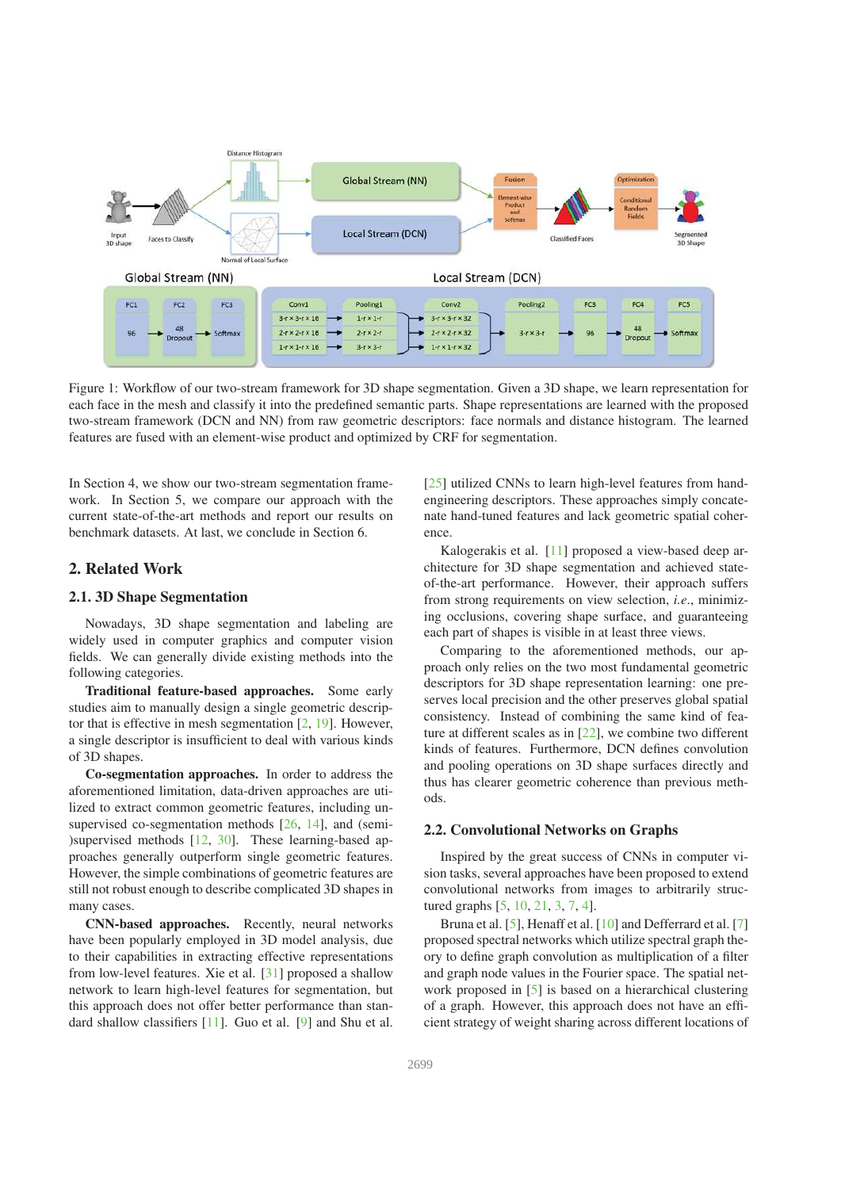Figure 1: Workflow of our two-stream framework for 3D shape segmentation. Given a 3D shape, we learn representation for each face in the mesh and classify it into the predefined semantic parts. Shape representations are learned with the proposed two-stream framework (DCN and NN) from raw geometric descriptors: face normals and distance histogram. The learned features are fused with an element-wise product and optimized by CRF for segmentation.

In Section 4, we show our two-stream segmentation framework. In Section 5, we compare our approach with the current state-of-the-art methods and report our results on benchmark datasets. At last, we conclude in Section 6.

## 2. Related Work

### 2.1. 3D Shape Segmentation

Nowadays, 3D shape segmentation and labeling are widely used in computer graphics and computer vision fields. We can generally divide existing methods into the following categories.

**Traditional feature-based approaches.** Some early studies aim to manually design a single geometric descriptor that is effective in mesh segmentation [2, 19]. However, a single descriptor is insufficient to deal with various kinds of 3D shapes.

**Co-segmentation approaches.** In order to address the aforementioned limitation, data-driven approaches are utilized to extract common geometric features, including unsupervised co-segmentation methods [26, 14], and (semi-)supervised methods [12, 30]. These learning-based approaches generally outperform single geometric features. However, the simple combinations of geometric features are still not robust enough to describe complicated 3D shapes in many cases.

**CNN-based approaches.** Recently, neural networks have been popularly employed in 3D model analysis, due to their capabilities in extracting effective representations from low-level features. Xie et al. [31] proposed a shallow network to learn high-level features for segmentation, but this approach does not offer better performance than standard shallow classifiers [11]. Guo et al. [9] and Shu et al. [25] utilized CNNs to learn high-level features from hand-engineering descriptors. These approaches simply concatenate hand-tuned features and lack geometric spatial coherence.

Kalogerakis et al. [11] proposed a view-based deep architecture for 3D shape segmentation and achieved state-of-the-art performance. However, their approach suffers from strong requirements on view selection, *i.e.*, minimizing occlusions, covering shape surface, and guaranteeing each part of shapes is visible in at least three views.

Comparing to the aforementioned methods, our approach only relies on the two most fundamental geometric descriptors for 3D shape representation learning: one preserves local precision and the other preserves global spatial consistency. Instead of combining the same kind of feature at different scales as in [22], we combine two different kinds of features. Furthermore, DCN defines convolution and pooling operations on 3D shape surfaces directly and thus has clearer geometric coherence than previous methods.

### 2.2. Convolutional Networks on Graphs

Inspired by the great success of CNNs in computer vision tasks, several approaches have been proposed to extend convolutional networks from images to arbitrarily structured graphs [5, 10, 21, 3, 7, 4].

Bruna et al. [5], Henaff et al. [10] and Defferrard et al. [7] proposed spectral networks which utilize spectral graph theory to define graph convolution as multiplication of a filter and graph node values in the Fourier space. The spatial network proposed in [5] is based on a hierarchical clustering of a graph. However, this approach does not have an efficient strategy of weight sharing across different locations of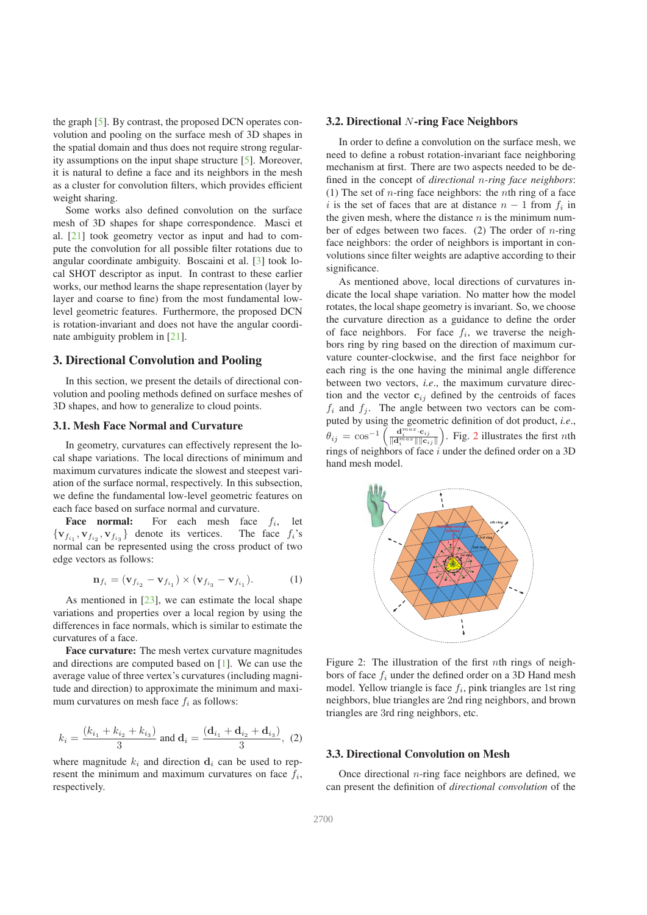the graph [5]. By contrast, the proposed DCN operates convolution and pooling on the surface mesh of 3D shapes in the spatial domain and thus does not require strong regularity assumptions on the input shape structure [5]. Moreover, it is natural to define a face and its neighbors in the mesh as a cluster for convolution filters, which provides efficient weight sharing.

Some works also defined convolution on the surface mesh of 3D shapes for shape correspondence. Masci et al. [21] took geometry vector as input and had to compute the convolution for all possible filter rotations due to angular coordinate ambiguity. Boscaini et al. [3] took local SHOT descriptor as input. In contrast to these earlier works, our method learns the shape representation (layer by layer and coarse to fine) from the most fundamental low-level geometric features. Furthermore, the proposed DCN is rotation-invariant and does not have the angular coordinate ambiguity problem in [21].

## 3. Directional Convolution and Pooling

In this section, we present the details of directional convolution and pooling methods defined on surface meshes of 3D shapes, and how to generalize to cloud points.

### 3.1. Mesh Face Normal and Curvature

In geometry, curvatures can effectively represent the local shape variations. The local directions of minimum and maximum curvatures indicate the slowest and steepest variation of the surface normal, respectively. In this subsection, we define the fundamental low-level geometric features on each face based on surface normal and curvature.

**Face normal:** For each mesh face $f_i$, let $\{\mathbf{v}_{f_{i_1}}, \mathbf{v}_{f_{i_2}}, \mathbf{v}_{f_{i_3}}\}$ denote its vertices. The face $f_i$'s normal can be represented using the cross product of two edge vectors as follows:

$$\mathbf{n}_{f_i} = (\mathbf{v}_{f_{i_2}} - \mathbf{v}_{f_{i_1}}) \times (\mathbf{v}_{f_{i_3}} - \mathbf{v}_{f_{i_1}}). \tag{1}$$

As mentioned in [23], we can estimate the local shape variations and properties over a local region by using the differences in face normals, which is similar to estimate the curvatures of a face.

**Face curvature:** The mesh vertex curvature magnitudes and directions are computed based on [1]. We can use the average value of three vertex's curvatures (including magnitude and direction) to approximate the minimum and maximum curvatures on mesh face $f_i$ as follows:

$$k_i = \frac{(k_{i_1} + k_{i_2} + k_{i_3})}{3} \text{ and } \mathbf{d}_i = \frac{(\mathbf{d}_{i_1} + \mathbf{d}_{i_2} + \mathbf{d}_{i_3})}{3}, \tag{2}$$

where magnitude $k_i$ and direction $\mathbf{d}_i$ can be used to represent the minimum and maximum curvatures on face $f_i$, respectively.

### 3.2. Directional $N$-ring Face Neighbors

In order to define a convolution on the surface mesh, we need to define a robust rotation-invariant face neighboring mechanism at first. There are two aspects needed to be defined in the concept of *directional $n$-ring face neighbors*: (1) The set of $n$-ring face neighbors: the $n$th ring of a face $i$ is the set of faces that are at distance $n-1$ from $f_i$ in the given mesh, where the distance $n$ is the minimum number of edges between two faces. (2) The order of $n$-ring face neighbors: the order of neighbors is important in convolutions since filter weights are adaptive according to their significance.

As mentioned above, local directions of curvatures indicate the local shape variation. No matter how the model rotates, the local shape geometry is invariant. So, we choose the curvature direction as a guidance to define the order of face neighbors. For face $f_i$, we traverse the neighbors ring by ring based on the direction of maximum curvature counter-clockwise, and the first face neighbor for each ring is the one having the minimal angle difference between two vectors, *i.e.*, the maximum curvature direction and the vector $\mathbf{c}_{ij}$ defined by the centroids of faces $f_i$ and $f_j$. The angle between two vectors can be computed by using the geometric definition of dot product, *i.e.*, $\theta_{ij} = \cos^{-1}\left(\frac{\mathbf{d}_i^{max} \cdot \mathbf{c}_{ij}}{\|\mathbf{d}_i^{max}\| \|\mathbf{c}_{ij}\|}\right)$. Fig. 2 illustrates the first $n$th rings of neighbors of face $i$ under the defined order on a 3D hand mesh model.

Figure 2: The illustration of the first $n$th rings of neighbors of face $f_i$ under the defined order on a 3D Hand mesh model. Yellow triangle is face $f_i$, pink triangles are 1st ring neighbors, blue triangles are 2nd ring neighbors, and brown triangles are 3rd ring neighbors, etc.

### 3.3. Directional Convolution on Mesh

Once directional $n$-ring face neighbors are defined, we can present the definition of *directional convolution* of the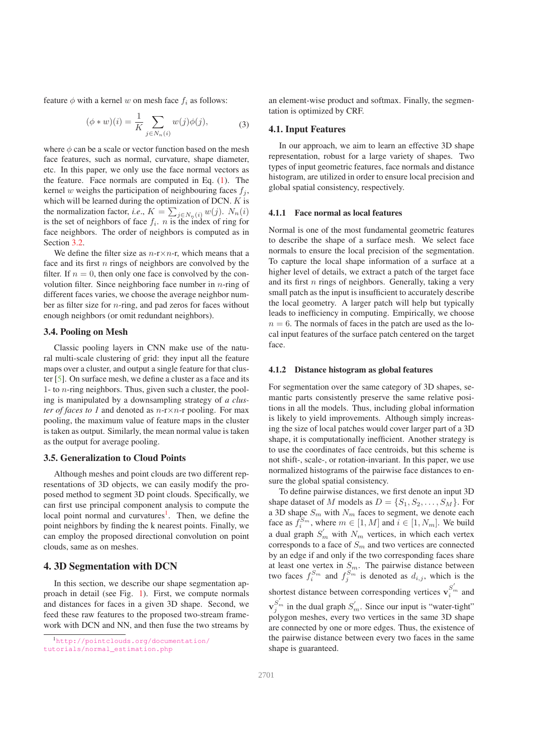feature $\phi$ with a kernel $w$ on mesh face $f_i$ as follows:

$$(\phi * w)(i) = \frac{1}{K} \sum_{j \in N_n(i)} w(j)\phi(j), \tag{3}$$

where $\phi$ can be a scale or vector function based on the mesh face features, such as normal, curvature, shape diameter, etc. In this paper, we only use the face normal vectors as the feature. Face normals are computed in Eq. (1). The kernel $w$ weighs the participation of neighbouring faces $f_j$, which will be learned during the optimization of DCN. $K$ is the normalization factor, *i.e.*, $K = \sum_{j \in N_n(i)} w(j)$. $N_n(i)$ is the set of neighbors of face $f_i$. $n$ is the index of ring for face neighbors. The order of neighbors is computed as in Section 3.2.

We define the filter size as $n$-r$\times n$-r, which means that a face and its first $n$ rings of neighbors are convolved by the filter. If $n = 0$, then only one face is convolved by the convolution filter. Since neighboring face number in $n$-ring of different faces varies, we choose the average neighbor number as filter size for $n$-ring, and pad zeros for faces without enough neighbors (or omit redundant neighbors).

### 3.4. Pooling on Mesh

Classic pooling layers in CNN make use of the natural multi-scale clustering of grid: they input all the feature maps over a cluster, and output a single feature for that cluster [5]. On surface mesh, we define a cluster as a face and its 1- to $n$-ring neighbors. Thus, given such a cluster, the pooling is manipulated by a downsampling strategy of *a cluster of faces to 1* and denoted as $n$-r$\times n$-r pooling. For max pooling, the maximum value of feature maps in the cluster is taken as output. Similarly, the mean normal value is taken as the output for average pooling.

### 3.5. Generalization to Cloud Points

Although meshes and point clouds are two different representations of 3D objects, we can easily modify the proposed method to segment 3D point clouds. Specifically, we can first use principal component analysis to compute the local point normal and curvatures[1]. Then, we define the point neighbors by finding the k nearest points. Finally, we can employ the proposed directional convolution on point clouds, same as on meshes.

## 4. 3D Segmentation with DCN

In this section, we describe our shape segmentation approach in detail (see Fig. 1). First, we compute normals and distances for faces in a given 3D shape. Second, we feed these raw features to the proposed two-stream framework with DCN and NN, and then fuse the two streams by an element-wise product and softmax. Finally, the segmentation is optimized by CRF.

### 4.1. Input Features

In our approach, we aim to learn an effective 3D shape representation, robust for a large variety of shapes. Two types of input geometric features, face normals and distance histogram, are utilized in order to ensure local precision and global spatial consistency, respectively.

#### 4.1.1 Face normal as local features

Normal is one of the most fundamental geometric features to describe the shape of a surface mesh. We select face normals to ensure the local precision of the segmentation. To capture the local shape information of a surface at a higher level of details, we extract a patch of the target face and its first $n$ rings of neighbors. Generally, taking a very small patch as the input is insufficient to accurately describe the local geometry. A larger patch will help but typically leads to inefficiency in computing. Empirically, we choose $n = 6$. The normals of faces in the patch are used as the local input features of the surface patch centered on the target face.

#### 4.1.2 Distance histogram as global features

For segmentation over the same category of 3D shapes, semantic parts consistently preserve the same relative positions in all the models. Thus, including global information is likely to yield improvements. Although simply increasing the size of local patches would cover larger part of a 3D shape, it is computationally inefficient. Another strategy is to use the coordinates of face centroids, but this scheme is not shift-, scale-, or rotation-invariant. In this paper, we use normalized histograms of the pairwise face distances to ensure the global spatial consistency.

To define pairwise distances, we first denote an input 3D shape dataset of $M$ models as $D = \{S_1, S_2, \ldots, S_M\}$. For a 3D shape $S_m$ with $N_m$ faces to segment, we denote each face as $f_i^{S_m}$, where $m \in [1, M]$ and $i \in [1, N_m]$. We build a dual graph $S_m^{'}$ with $N_m$ vertices, in which each vertex corresponds to a face of $S_m$ and two vertices are connected by an edge if and only if the two corresponding faces share at least one vertex in $S_m$. The pairwise distance between two faces $f_i^{S_m}$ and $f_j^{S_m}$ is denoted as $d_{i,j}$, which is the shortest distance between corresponding vertices $\mathbf{v}_i^{S_m^{'}}$ and $\mathbf{v}_j^{S_m^{'}}$ in the dual graph $S_m^{'}$. Since our input is "water-tight" polygon meshes, every two vertices in the same 3D shape are connected by one or more edges. Thus, the existence of the pairwise distance between every two faces in the same shape is guaranteed.

[1] http://pointclouds.org/documentation/tutorials/normal_estimation.php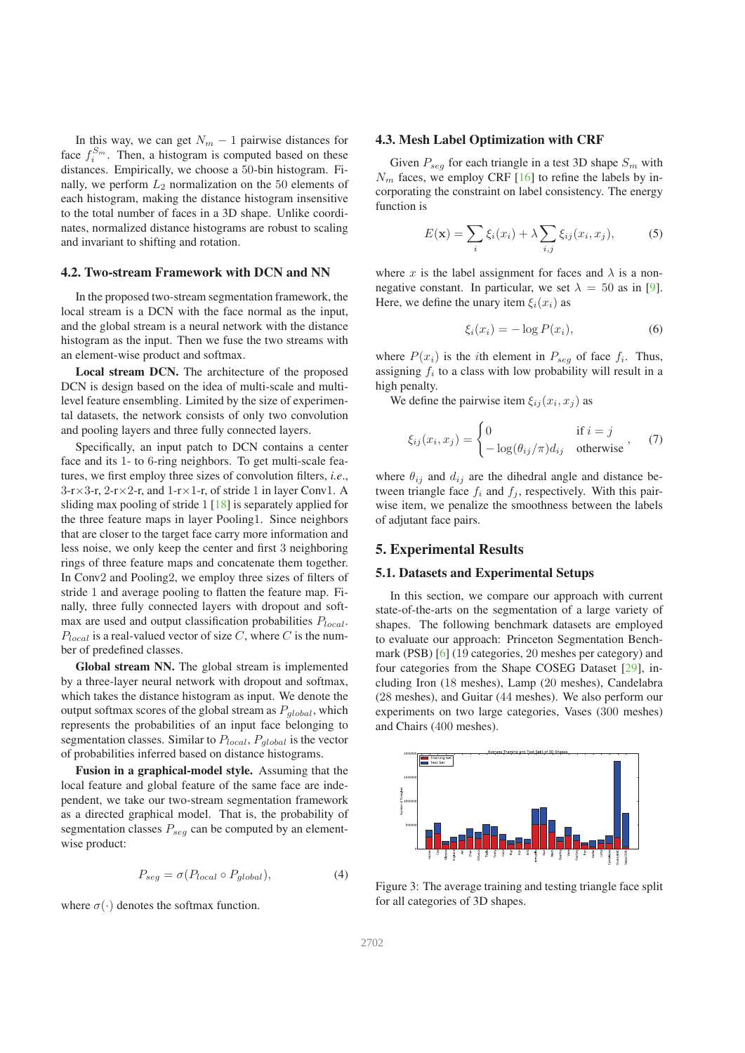In this way, we can get $N_m - 1$ pairwise distances for face $f_i^{S_m}$. Then, a histogram is computed based on these distances. Empirically, we choose a 50-bin histogram. Finally, we perform $L_2$ normalization on the 50 elements of each histogram, making the distance histogram insensitive to the total number of faces in a 3D shape. Unlike coordinates, normalized distance histograms are robust to scaling and invariant to shifting and rotation.

### 4.2. Two-stream Framework with DCN and NN

In the proposed two-stream segmentation framework, the local stream is a DCN with the face normal as the input, and the global stream is a neural network with the distance histogram as the input. Then we fuse the two streams with an element-wise product and softmax.

**Local stream DCN.** The architecture of the proposed DCN is design based on the idea of multi-scale and multi-level feature ensembling. Limited by the size of experimental datasets, the network consists of only two convolution and pooling layers and three fully connected layers.

Specifically, an input patch to DCN contains a center face and its 1- to 6-ring neighbors. To get multi-scale features, we first employ three sizes of convolution filters, *i.e*., 3-r×3-r, 2-r×2-r, and 1-r×1-r, of stride 1 in layer Conv1. A sliding max pooling of stride 1 [18] is separately applied for the three feature maps in layer Pooling1. Since neighbors that are closer to the target face carry more information and less noise, we only keep the center and first 3 neighboring rings of three feature maps and concatenate them together. In Conv2 and Pooling2, we employ three sizes of filters of stride 1 and average pooling to flatten the feature map. Finally, three fully connected layers with dropout and softmax are used and output classification probabilities $P_{local}$. $P_{local}$ is a real-valued vector of size $C$, where $C$ is the number of predefined classes.

**Global stream NN.** The global stream is implemented by a three-layer neural network with dropout and softmax, which takes the distance histogram as input. We denote the output softmax scores of the global stream as $P_{global}$, which represents the probabilities of an input face belonging to segmentation classes. Similar to $P_{local}$, $P_{global}$ is the vector of probabilities inferred based on distance histograms.

**Fusion in a graphical-model style.** Assuming that the local feature and global feature of the same face are independent, we take our two-stream segmentation framework as a directed graphical model. That is, the probability of segmentation classes $P_{seg}$ can be computed by an element-wise product:

$$P_{seg} = \sigma(P_{local} \circ P_{global}), \tag{4}$$

where $\sigma(\cdot)$ denotes the softmax function.

### 4.3. Mesh Label Optimization with CRF

Given $P_{seg}$ for each triangle in a test 3D shape $S_m$ with $N_m$ faces, we employ CRF [16] to refine the labels by incorporating the constraint on label consistency. The energy function is

$$E(\mathbf{x}) = \sum_i \xi_i(x_i) + \lambda \sum_{i,j} \xi_{ij}(x_i, x_j), \tag{5}$$

where $x$ is the label assignment for faces and $\lambda$ is a non-negative constant. In particular, we set $\lambda = 50$ as in [9]. Here, we define the unary item $\xi_i(x_i)$ as

$$\xi_i(x_i) = -\log P(x_i), \tag{6}$$

where $P(x_i)$ is the $i$th element in $P_{seg}$ of face $f_i$. Thus, assigning $f_i$ to a class with low probability will result in a high penalty.

We define the pairwise item $\xi_{ij}(x_i, x_j)$ as

$$\xi_{ij}(x_i, x_j) = \begin{cases} 0 & \text{if } i = j \\ -\log(\theta_{ij}/\pi) d_{ij} & \text{otherwise} \end{cases}, \tag{7}$$

where $\theta_{ij}$ and $d_{ij}$ are the dihedral angle and distance between triangle face $f_i$ and $f_j$, respectively. With this pairwise item, we penalize the smoothness between the labels of adjutant face pairs.

## 5. Experimental Results

### 5.1. Datasets and Experimental Setups

In this section, we compare our approach with current state-of-the-arts on the segmentation of a large variety of shapes. The following benchmark datasets are employed to evaluate our approach: Princeton Segmentation Benchmark (PSB) [6] (19 categories, 20 meshes per category) and four categories from the Shape COSEG Dataset [29], including Iron (18 meshes), Lamp (20 meshes), Candelabra (28 meshes), and Guitar (44 meshes). We also perform our experiments on two large categories, Vases (300 meshes) and Chairs (400 meshes).

Figure 3: The average training and testing triangle face split for all categories of 3D shapes.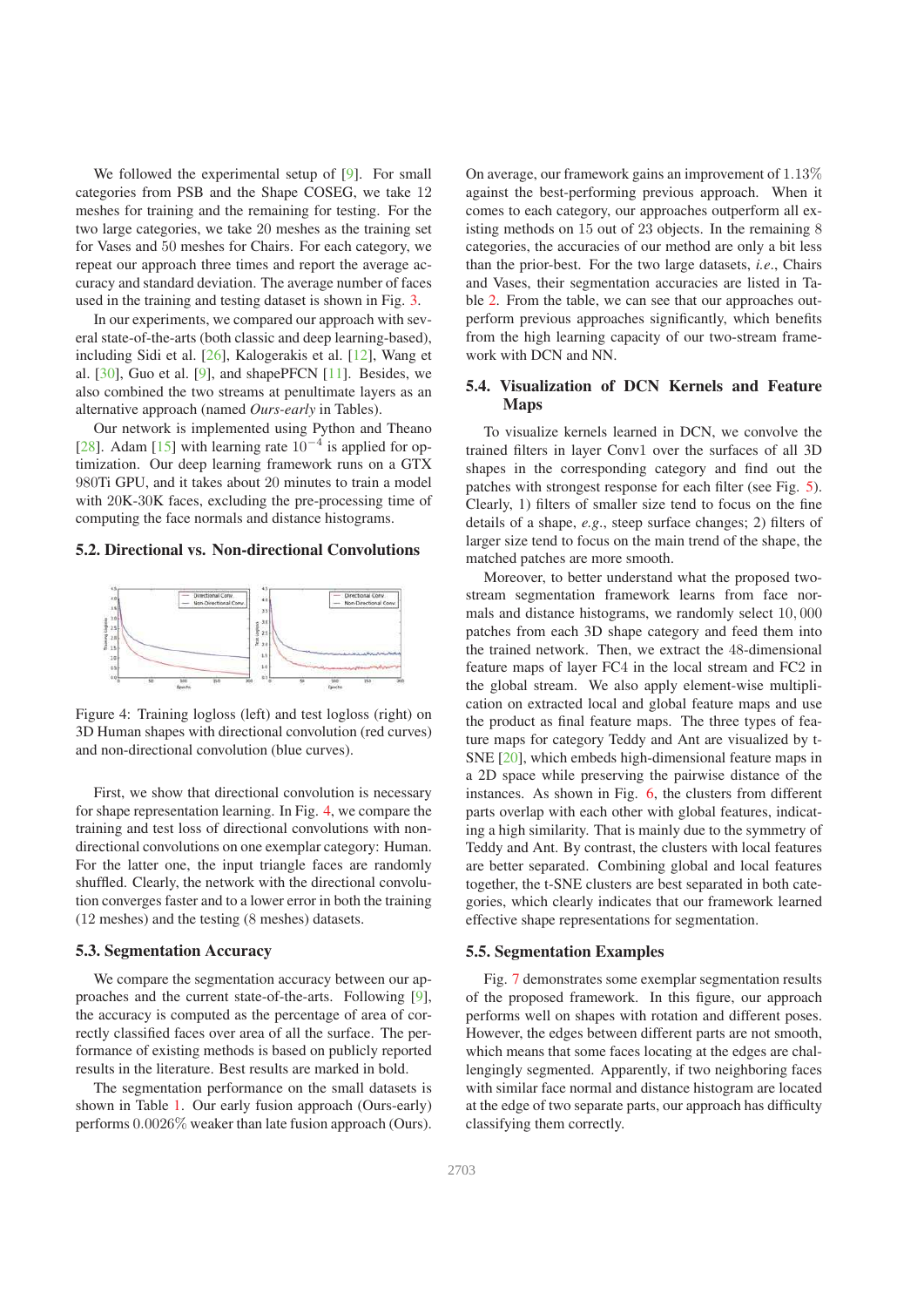We followed the experimental setup of [9]. For small categories from PSB and the Shape COSEG, we take 12 meshes for training and the remaining for testing. For the two large categories, we take 20 meshes as the training set for Vases and 50 meshes for Chairs. For each category, we repeat our approach three times and report the average accuracy and standard deviation. The average number of faces used in the training and testing dataset is shown in Fig. 3.

In our experiments, we compared our approach with several state-of-the-arts (both classic and deep learning-based), including Sidi et al. [26], Kalogerakis et al. [12], Wang et al. [30], Guo et al. [9], and shapePFCN [11]. Besides, we also combined the two streams at penultimate layers as an alternative approach (named *Ours-early* in Tables).

Our network is implemented using Python and Theano [28]. Adam [15] with learning rate $10^{-4}$ is applied for optimization. Our deep learning framework runs on a GTX 980Ti GPU, and it takes about 20 minutes to train a model with 20K-30K faces, excluding the pre-processing time of computing the face normals and distance histograms.

### 5.2. Directional vs. Non-directional Convolutions

Figure 4: Training logloss (left) and test logloss (right) on 3D Human shapes with directional convolution (red curves) and non-directional convolution (blue curves).

First, we show that directional convolution is necessary for shape representation learning. In Fig. 4, we compare the training and test loss of directional convolutions with non-directional convolutions on one exemplar category: Human. For the latter one, the input triangle faces are randomly shuffled. Clearly, the network with the directional convolution converges faster and to a lower error in both the training (12 meshes) and the testing (8 meshes) datasets.

### 5.3. Segmentation Accuracy

We compare the segmentation accuracy between our approaches and the current state-of-the-arts. Following [9], the accuracy is computed as the percentage of area of correctly classified faces over area of all the surface. The performance of existing methods is based on publicly reported results in the literature. Best results are marked in bold.

The segmentation performance on the small datasets is shown in Table 1. Our early fusion approach (Ours-early) performs $0.0026\%$ weaker than late fusion approach (Ours). On average, our framework gains an improvement of $1.13\%$ against the best-performing previous approach. When it comes to each category, our approaches outperform all existing methods on 15 out of 23 objects. In the remaining 8 categories, the accuracies of our method are only a bit less than the prior-best. For the two large datasets, *i.e.*, Chairs and Vases, their segmentation accuracies are listed in Table 2. From the table, we can see that our approaches outperform previous approaches significantly, which benefits from the high learning capacity of our two-stream framework with DCN and NN.

### 5.4. Visualization of DCN Kernels and Feature Maps

To visualize kernels learned in DCN, we convolve the trained filters in layer Conv1 over the surfaces of all 3D shapes in the corresponding category and find out the patches with strongest response for each filter (see Fig. 5). Clearly, 1) filters of smaller size tend to focus on the fine details of a shape, *e.g.*, steep surface changes; 2) filters of larger size tend to focus on the main trend of the shape, the matched patches are more smooth.

Moreover, to better understand what the proposed two-stream segmentation framework learns from face normals and distance histograms, we randomly select $10,000$ patches from each 3D shape category and feed them into the trained network. Then, we extract the 48-dimensional feature maps of layer FC4 in the local stream and FC2 in the global stream. We also apply element-wise multiplication on extracted local and global feature maps and use the product as final feature maps. The three types of feature maps for category Teddy and Ant are visualized by t-SNE [20], which embeds high-dimensional feature maps in a 2D space while preserving the pairwise distance of the instances. As shown in Fig. 6, the clusters from different parts overlap with each other with global features, indicating a high similarity. That is mainly due to the symmetry of Teddy and Ant. By contrast, the clusters with local features are better separated. Combining global and local features together, the t-SNE clusters are best separated in both categories, which clearly indicates that our framework learned effective shape representations for segmentation.

### 5.5. Segmentation Examples

Fig. 7 demonstrates some exemplar segmentation results of the proposed framework. In this figure, our approach performs well on shapes with rotation and different poses. However, the edges between different parts are not smooth, which means that some faces locating at the edges are challengingly segmented. Apparently, if two neighboring faces with similar face normal and distance histogram are located at the edge of two separate parts, our approach has difficulty classifying them correctly.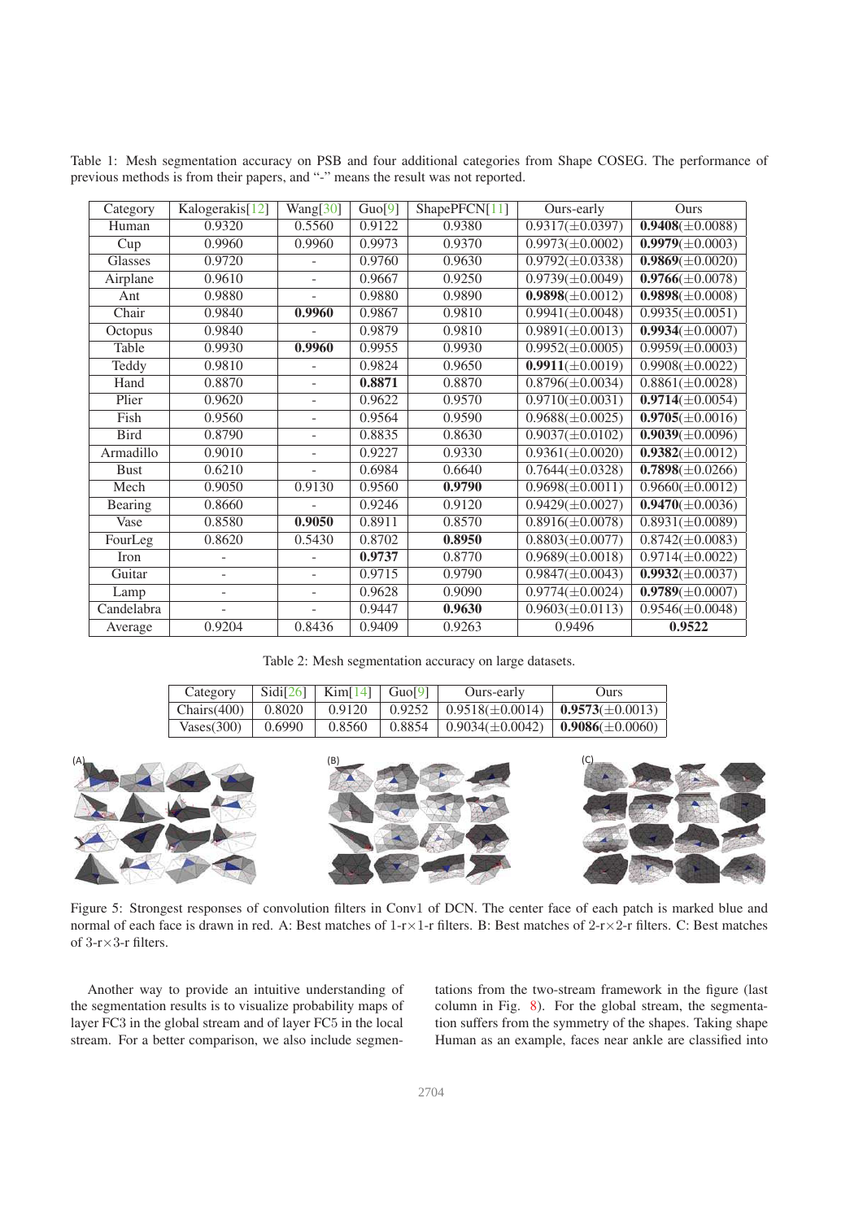Table 1: Mesh segmentation accuracy on PSB and four additional categories from Shape COSEG. The performance of previous methods is from their papers, and "-" means the result was not reported.

| Category | Kalogerakis[12] | Wang[30] | Guo[9] | ShapePFCN[11] | Ours-early | Ours |
|---|---|---|---|---|---|---|
| Human | 0.9320 | 0.5560 | 0.9122 | 0.9380 | 0.9317($\pm$0.0397) | **0.9408**($\pm$0.0088) |
| Cup | 0.9960 | 0.9960 | 0.9973 | 0.9370 | 0.9973($\pm$0.0002) | **0.9979**($\pm$0.0003) |
| Glasses | 0.9720 | - | 0.9760 | 0.9630 | 0.9792($\pm$0.0338) | **0.9869**($\pm$0.0020) |
| Airplane | 0.9610 | - | 0.9667 | 0.9250 | 0.9739($\pm$0.0049) | **0.9766**($\pm$0.0078) |
| Ant | 0.9880 | - | 0.9880 | 0.9890 | **0.9898**($\pm$0.0012) | **0.9898**($\pm$0.0008) |
| Chair | 0.9840 | **0.9960** | 0.9867 | 0.9810 | 0.9941($\pm$0.0048) | 0.9935($\pm$0.0051) |
| Octopus | 0.9840 | - | 0.9879 | 0.9810 | 0.9891($\pm$0.0013) | **0.9934**($\pm$0.0007) |
| Table | 0.9930 | **0.9960** | 0.9955 | 0.9930 | 0.9952($\pm$0.0005) | 0.9959($\pm$0.0003) |
| Teddy | 0.9810 | - | 0.9824 | 0.9650 | **0.9911**($\pm$0.0019) | 0.9908($\pm$0.0022) |
| Hand | 0.8870 | - | **0.8871** | 0.8870 | 0.8796($\pm$0.0034) | 0.8861($\pm$0.0028) |
| Plier | 0.9620 | - | 0.9622 | 0.9570 | 0.9710($\pm$0.0031) | **0.9714**($\pm$0.0054) |
| Fish | 0.9560 | - | 0.9564 | 0.9590 | 0.9688($\pm$0.0025) | **0.9705**($\pm$0.0016) |
| Bird | 0.8790 | - | 0.8835 | 0.8630 | 0.9037($\pm$0.0102) | **0.9039**($\pm$0.0096) |
| Armadillo | 0.9010 | - | 0.9227 | 0.9330 | 0.9361($\pm$0.0020) | **0.9382**($\pm$0.0012) |
| Bust | 0.6210 | - | 0.6984 | 0.6640 | 0.7644($\pm$0.0328) | **0.7898**($\pm$0.0266) |
| Mech | 0.9050 | 0.9130 | 0.9560 | **0.9790** | 0.9698($\pm$0.0011) | 0.9660($\pm$0.0012) |
| Bearing | 0.8660 | - | 0.9246 | 0.9120 | 0.9429($\pm$0.0027) | **0.9470**($\pm$0.0036) |
| Vase | 0.8580 | **0.9050** | 0.8911 | 0.8570 | 0.8916($\pm$0.0078) | 0.8931($\pm$0.0089) |
| FourLeg | 0.8620 | 0.5430 | 0.8702 | **0.8950** | 0.8803($\pm$0.0077) | 0.8742($\pm$0.0083) |
| Iron | - | - | **0.9737** | 0.8770 | 0.9689($\pm$0.0018) | 0.9714($\pm$0.0022) |
| Guitar | - | - | 0.9715 | 0.9790 | 0.9847($\pm$0.0043) | **0.9932**($\pm$0.0037) |
| Lamp | - | - | 0.9628 | 0.9090 | 0.9774($\pm$0.0024) | **0.9789**($\pm$0.0007) |
| Candelabra | - | - | 0.9447 | **0.9630** | 0.9603($\pm$0.0113) | 0.9546($\pm$0.0048) |
| Average | 0.9204 | 0.8436 | 0.9409 | 0.9263 | 0.9496 | **0.9522** |

Table 2: Mesh segmentation accuracy on large datasets.

| Category | Sidi[26] | Kim[14] | Guo[9] | Ours-early | Ours |
|---|---|---|---|---|---|
| Chairs(400) | 0.8020 | 0.9120 | 0.9252 | 0.9518($\pm$0.0014) | **0.9573**($\pm$0.0013) |
| Vases(300) | 0.6990 | 0.8560 | 0.8854 | 0.9034($\pm$0.0042) | **0.9086**($\pm$0.0060) |

Figure 5: Strongest responses of convolution filters in Conv1 of DCN. The center face of each patch is marked blue and normal of each face is drawn in red. A: Best matches of 1-r×1-r filters. B: Best matches of 2-r×2-r filters. C: Best matches of 3-r×3-r filters.

Another way to provide an intuitive understanding of the segmentation results is to visualize probability maps of layer FC3 in the global stream and of layer FC5 in the local stream. For a better comparison, we also include segmentations from the two-stream framework in the figure (last column in Fig. 8). For the global stream, the segmentation suffers from the symmetry of the shapes. Taking shape Human as an example, faces near ankle are classified into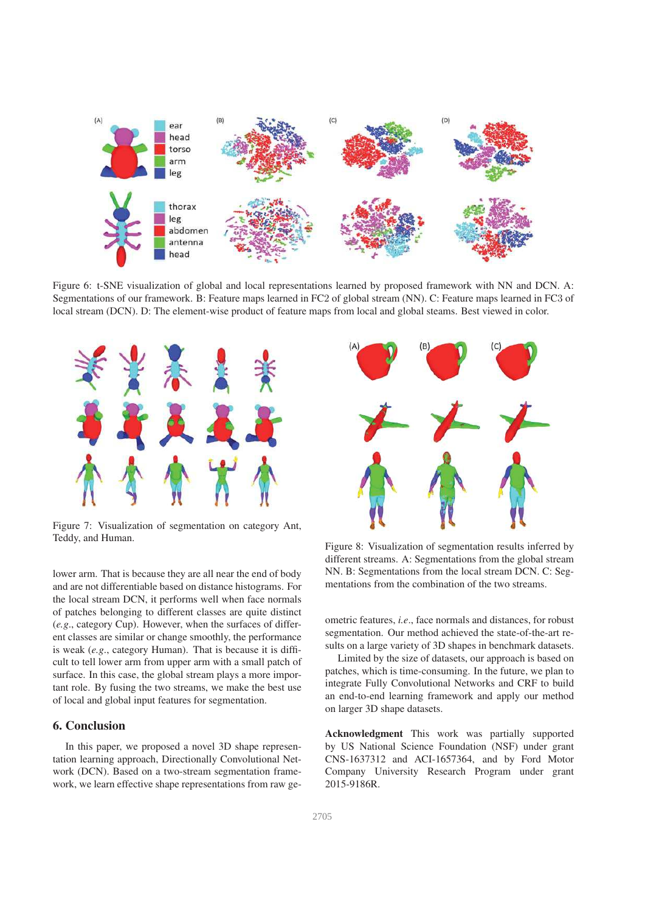Figure 6: t-SNE visualization of global and local representations learned by proposed framework with NN and DCN. A: Segmentations of our framework. B: Feature maps learned in FC2 of global stream (NN). C: Feature maps learned in FC3 of local stream (DCN). D: The element-wise product of feature maps from local and global steams. Best viewed in color.

Figure 7: Visualization of segmentation on category Ant, Teddy, and Human.

Figure 8: Visualization of segmentation results inferred by different streams. A: Segmentations from the global stream NN. B: Segmentations from the local stream DCN. C: Segmentations from the combination of the two streams.

lower arm. That is because they are all near the end of body and are not differentiable based on distance histograms. For the local stream DCN, it performs well when face normals of patches belonging to different classes are quite distinct (*e.g.*, category Cup). However, when the surfaces of different classes are similar or change smoothly, the performance is weak (*e.g.*, category Human). That is because it is difficult to tell lower arm from upper arm with a small patch of surface. In this case, the global stream plays a more important role. By fusing the two streams, we make the best use of local and global input features for segmentation.

## 6. Conclusion

In this paper, we proposed a novel 3D shape representation learning approach, Directionally Convolutional Network (DCN). Based on a two-stream segmentation framework, we learn effective shape representations from raw geometric features, *i.e.*, face normals and distances, for robust segmentation. Our method achieved the state-of-the-art results on a large variety of 3D shapes in benchmark datasets.

Limited by the size of datasets, our approach is based on patches, which is time-consuming. In the future, we plan to integrate Fully Convolutional Networks and CRF to build an end-to-end learning framework and apply our method on larger 3D shape datasets.

**Acknowledgment** This work was partially supported by US National Science Foundation (NSF) under grant CNS-1637312 and ACI-1657364, and by Ford Motor Company University Research Program under grant 2015-9186R.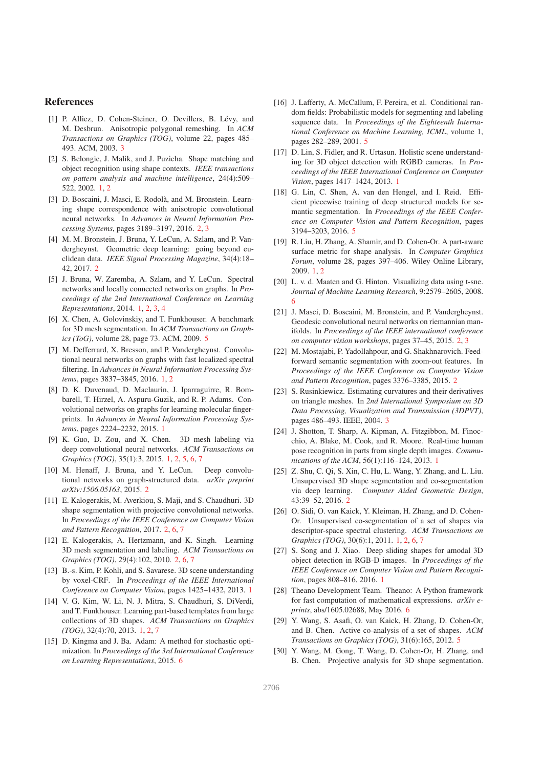## References

[1] P. Alliez, D. Cohen-Steiner, O. Devillers, B. Lévy, and M. Desbrun. Anisotropic polygonal remeshing. In *ACM Transactions on Graphics (TOG)*, volume 22, pages 485–493. ACM, 2003. 3

[2] S. Belongie, J. Malik, and J. Puzicha. Shape matching and object recognition using shape contexts. *IEEE transactions on pattern analysis and machine intelligence*, 24(4):509–522, 2002. 1, 2

[3] D. Boscaini, J. Masci, E. Rodolà, and M. Bronstein. Learning shape correspondence with anisotropic convolutional neural networks. In *Advances in Neural Information Processing Systems*, pages 3189–3197, 2016. 2, 3

[4] M. M. Bronstein, J. Bruna, Y. LeCun, A. Szlam, and P. Vandergheynst. Geometric deep learning: going beyond euclidean data. *IEEE Signal Processing Magazine*, 34(4):18–42, 2017. 2

[5] J. Bruna, W. Zaremba, A. Szlam, and Y. LeCun. Spectral networks and locally connected networks on graphs. In *Proceedings of the 2nd International Conference on Learning Representations*, 2014. 1, 2, 3, 4

[6] X. Chen, A. Golovinskiy, and T. Funkhouser. A benchmark for 3D mesh segmentation. In *ACM Transactions on Graphics (ToG)*, volume 28, page 73. ACM, 2009. 5

[7] M. Defferrard, X. Bresson, and P. Vandergheynst. Convolutional neural networks on graphs with fast localized spectral filtering. In *Advances in Neural Information Processing Systems*, pages 3837–3845, 2016. 1, 2

[8] D. K. Duvenaud, D. Maclaurin, J. Iparraguirre, R. Bombarell, T. Hirzel, A. Aspuru-Guzik, and R. P. Adams. Convolutional networks on graphs for learning molecular fingerprints. In *Advances in Neural Information Processing Systems*, pages 2224–2232, 2015. 1

[9] K. Guo, D. Zou, and X. Chen. 3D mesh labeling via deep convolutional neural networks. *ACM Transactions on Graphics (TOG)*, 35(1):3, 2015. 1, 2, 5, 6, 7

[10] M. Henaff, J. Bruna, and Y. LeCun. Deep convolutional networks on graph-structured data. *arXiv preprint arXiv:1506.05163*, 2015. 2

[11] E. Kalogerakis, M. Averkiou, S. Maji, and S. Chaudhuri. 3D shape segmentation with projective convolutional networks. In *Proceedings of the IEEE Conference on Computer Vision and Pattern Recognition*, 2017. 2, 6, 7

[12] E. Kalogerakis, A. Hertzmann, and K. Singh. Learning 3D mesh segmentation and labeling. *ACM Transactions on Graphics (TOG)*, 29(4):102, 2010. 2, 6, 7

[13] B.-s. Kim, P. Kohli, and S. Savarese. 3D scene understanding by voxel-CRF. In *Proceedings of the IEEE International Conference on Computer Vision*, pages 1425–1432, 2013. 1

[14] V. G. Kim, W. Li, N. J. Mitra, S. Chaudhuri, S. DiVerdi, and T. Funkhouser. Learning part-based templates from large collections of 3D shapes. *ACM Transactions on Graphics (TOG)*, 32(4):70, 2013. 1, 2, 7

[15] D. Kingma and J. Ba. Adam: A method for stochastic optimization. In *Proceedings of the 3rd International Conference on Learning Representations*, 2015. 6

[16] J. Lafferty, A. McCallum, F. Pereira, et al. Conditional random fields: Probabilistic models for segmenting and labeling sequence data. In *Proceedings of the Eighteenth International Conference on Machine Learning, ICML*, volume 1, pages 282–289, 2001. 5

[17] D. Lin, S. Fidler, and R. Urtasun. Holistic scene understanding for 3D object detection with RGBD cameras. In *Proceedings of the IEEE International Conference on Computer Vision*, pages 1417–1424, 2013. 1

[18] G. Lin, C. Shen, A. van den Hengel, and I. Reid. Efficient piecewise training of deep structured models for semantic segmentation. In *Proceedings of the IEEE Conference on Computer Vision and Pattern Recognition*, pages 3194–3203, 2016. 5

[19] R. Liu, H. Zhang, A. Shamir, and D. Cohen-Or. A part-aware surface metric for shape analysis. In *Computer Graphics Forum*, volume 28, pages 397–406. Wiley Online Library, 2009. 1, 2

[20] L. v. d. Maaten and G. Hinton. Visualizing data using t-sne. *Journal of Machine Learning Research*, 9:2579–2605, 2008. 6

[21] J. Masci, D. Boscaini, M. Bronstein, and P. Vandergheynst. Geodesic convolutional neural networks on riemannian manifolds. In *Proceedings of the IEEE international conference on computer vision workshops*, pages 37–45, 2015. 2, 3

[22] M. Mostajabi, P. Yadollahpour, and G. Shakhnarovich. Feedforward semantic segmentation with zoom-out features. In *Proceedings of the IEEE Conference on Computer Vision and Pattern Recognition*, pages 3376–3385, 2015. 2

[23] S. Rusinkiewicz. Estimating curvatures and their derivatives on triangle meshes. In *2nd International Symposium on 3D Data Processing, Visualization and Transmission (3DPVT)*, pages 486–493. IEEE, 2004. 3

[24] J. Shotton, T. Sharp, A. Kipman, A. Fitzgibbon, M. Finocchio, A. Blake, M. Cook, and R. Moore. Real-time human pose recognition in parts from single depth images. *Communications of the ACM*, 56(1):116–124, 2013. 1

[25] Z. Shu, C. Qi, S. Xin, C. Hu, L. Wang, Y. Zhang, and L. Liu. Unsupervised 3D shape segmentation and co-segmentation via deep learning. *Computer Aided Geometric Design*, 43:39–52, 2016. 2

[26] O. Sidi, O. van Kaick, Y. Kleiman, H. Zhang, and D. Cohen-Or. Unsupervised co-segmentation of a set of shapes via descriptor-space spectral clustering. *ACM Transactions on Graphics (TOG)*, 30(6):1, 2011. 1, 2, 6, 7

[27] S. Song and J. Xiao. Deep sliding shapes for amodal 3D object detection in RGB-D images. In *Proceedings of the IEEE Conference on Computer Vision and Pattern Recognition*, pages 808–816, 2016. 1

[28] Theano Development Team. Theano: A Python framework for fast computation of mathematical expressions. *arXiv e-prints*, abs/1605.02688, May 2016. 6

[29] Y. Wang, S. Asafi, O. van Kaick, H. Zhang, D. Cohen-Or, and B. Chen. Active co-analysis of a set of shapes. *ACM Transactions on Graphics (TOG)*, 31(6):165, 2012. 5

[30] Y. Wang, M. Gong, T. Wang, D. Cohen-Or, H. Zhang, and B. Chen. Projective analysis for 3D shape segmentation.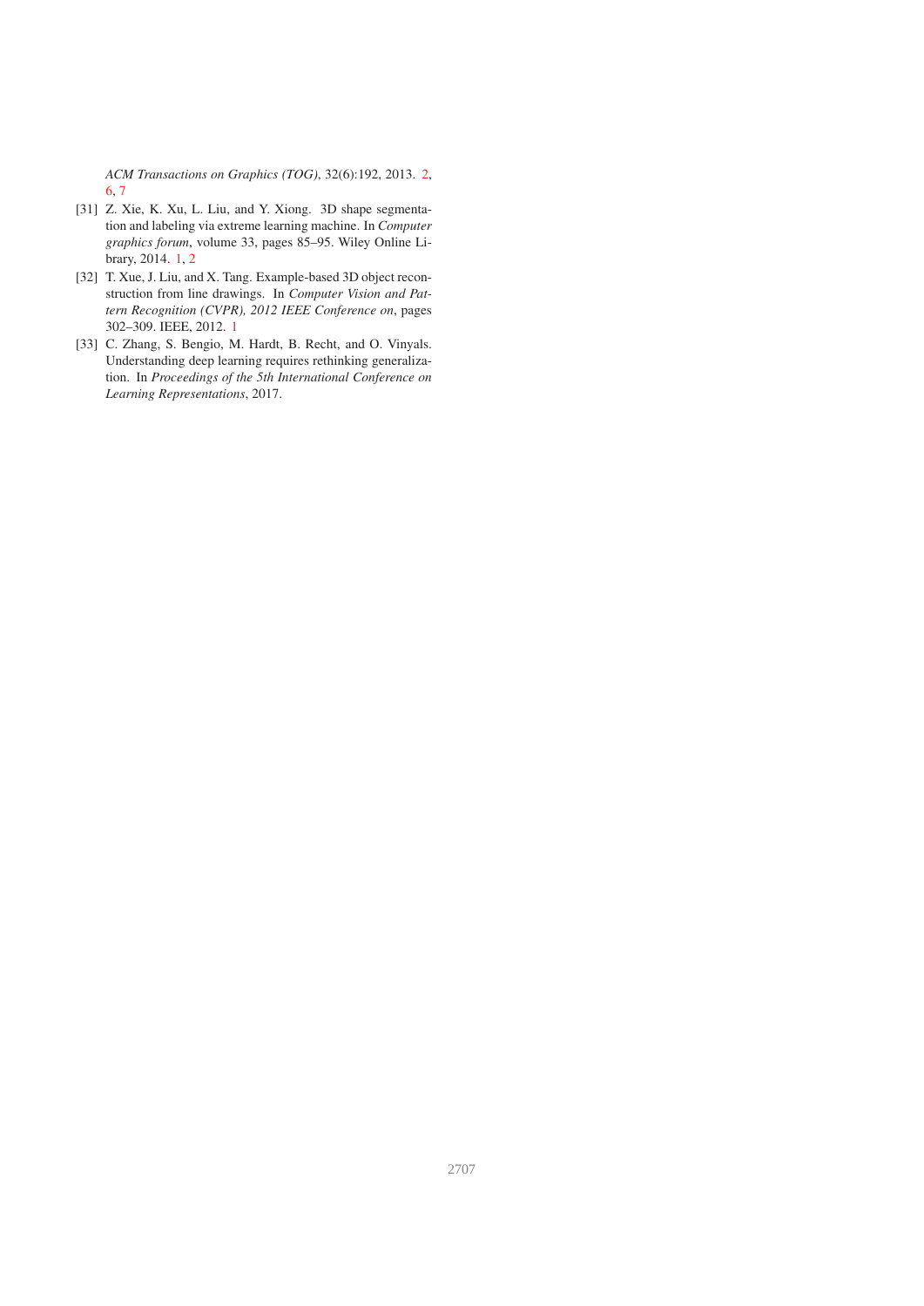*ACM Transactions on Graphics (TOG)*, 32(6):192, 2013. 2, 6, 7

[31] Z. Xie, K. Xu, L. Liu, and Y. Xiong. 3D shape segmentation and labeling via extreme learning machine. In *Computer graphics forum*, volume 33, pages 85–95. Wiley Online Library, 2014. 1, 2

[32] T. Xue, J. Liu, and X. Tang. Example-based 3D object reconstruction from line drawings. In *Computer Vision and Pattern Recognition (CVPR), 2012 IEEE Conference on*, pages 302–309. IEEE, 2012. 1

[33] C. Zhang, S. Bengio, M. Hardt, B. Recht, and O. Vinyals. Understanding deep learning requires rethinking generalization. In *Proceedings of the 5th International Conference on Learning Representations*, 2017.